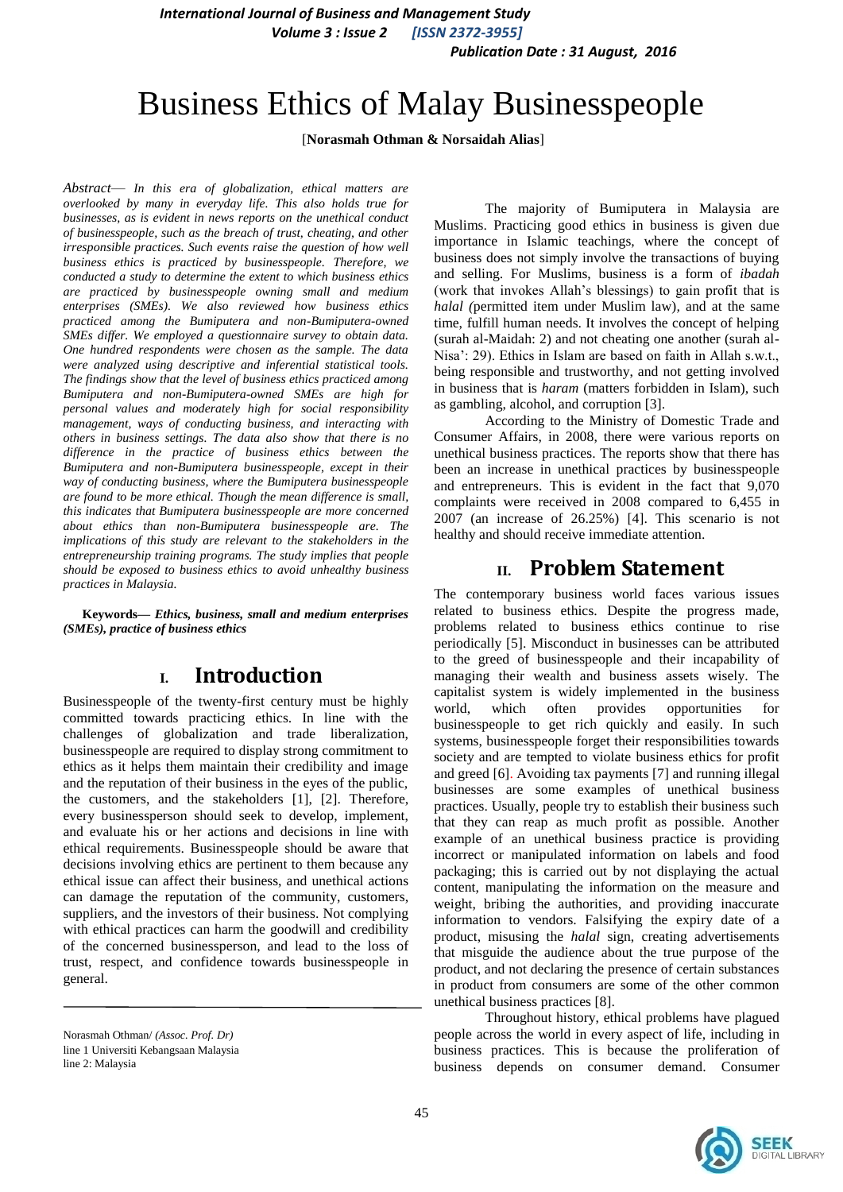# Business Ethics of Malay Businesspeople

[**Norasmah Othman & Norsaidah Alias**]

*Abstract*— *In this era of globalization, ethical matters are overlooked by many in everyday life. This also holds true for businesses, as is evident in news reports on the unethical conduct of businesspeople, such as the breach of trust, cheating, and other irresponsible practices. Such events raise the question of how well business ethics is practiced by businesspeople. Therefore, we conducted a study to determine the extent to which business ethics are practiced by businesspeople owning small and medium enterprises (SMEs). We also reviewed how business ethics practiced among the Bumiputera and non-Bumiputera-owned SMEs differ. We employed a questionnaire survey to obtain data. One hundred respondents were chosen as the sample. The data were analyzed using descriptive and inferential statistical tools. The findings show that the level of business ethics practiced among Bumiputera and non-Bumiputera-owned SMEs are high for personal values and moderately high for social responsibility management, ways of conducting business, and interacting with others in business settings. The data also show that there is no difference in the practice of business ethics between the Bumiputera and non-Bumiputera businesspeople, except in their way of conducting business, where the Bumiputera businesspeople are found to be more ethical. Though the mean difference is small, this indicates that Bumiputera businesspeople are more concerned about ethics than non-Bumiputera businesspeople are. The implications of this study are relevant to the stakeholders in the entrepreneurship training programs. The study implies that people should be exposed to business ethics to avoid unhealthy business practices in Malaysia.*

**Keywords**— ***Ethics, business, small and medium enterprises (SMEs), practice of business ethics***

## I. Introduction

Businesspeople of the twenty-first century must be highly committed towards practicing ethics. In line with the challenges of globalization and trade liberalization, businesspeople are required to display strong commitment to ethics as it helps them maintain their credibility and image and the reputation of their business in the eyes of the public, the customers, and the stakeholders [1], [2]. Therefore, every businessperson should seek to develop, implement, and evaluate his or her actions and decisions in line with ethical requirements. Businesspeople should be aware that decisions involving ethics are pertinent to them because any ethical issue can affect their business, and unethical actions can damage the reputation of the community, customers, suppliers, and the investors of their business. Not complying with ethical practices can harm the goodwill and credibility of the concerned businessperson, and lead to the loss of trust, respect, and confidence towards businesspeople in general.

Norasmah Othman/ *(Assoc. Prof. Dr)*
line 1 Universiti Kebangsaan Malaysia
line 2: Malaysia

The majority of Bumiputera in Malaysia are Muslims. Practicing good ethics in business is given due importance in Islamic teachings, where the concept of business does not simply involve the transactions of buying and selling. For Muslims, business is a form of *ibadah* (work that invokes Allah's blessings) to gain profit that is *halal (*permitted item under Muslim law), and at the same time, fulfill human needs. It involves the concept of helping (surah al-Maidah: 2) and not cheating one another (surah al-Nisa': 29). Ethics in Islam are based on faith in Allah s.w.t., being responsible and trustworthy, and not getting involved in business that is *haram* (matters forbidden in Islam), such as gambling, alcohol, and corruption [3].

According to the Ministry of Domestic Trade and Consumer Affairs, in 2008, there were various reports on unethical business practices. The reports show that there has been an increase in unethical practices by businesspeople and entrepreneurs. This is evident in the fact that 9,070 complaints were received in 2008 compared to 6,455 in 2007 (an increase of 26.25%) [4]. This scenario is not healthy and should receive immediate attention.

## II. Problem Statement

The contemporary business world faces various issues related to business ethics. Despite the progress made, problems related to business ethics continue to rise periodically [5]. Misconduct in businesses can be attributed to the greed of businesspeople and their incapability of managing their wealth and business assets wisely. The capitalist system is widely implemented in the business world, which often provides opportunities for businesspeople to get rich quickly and easily. In such systems, businesspeople forget their responsibilities towards society and are tempted to violate business ethics for profit and greed [6]. Avoiding tax payments [7] and running illegal businesses are some examples of unethical business practices. Usually, people try to establish their business such that they can reap as much profit as possible. Another example of an unethical business practice is providing incorrect or manipulated information on labels and food packaging; this is carried out by not displaying the actual content, manipulating the information on the measure and weight, bribing the authorities, and providing inaccurate information to vendors. Falsifying the expiry date of a product, misusing the *halal* sign, creating advertisements that misguide the audience about the true purpose of the product, and not declaring the presence of certain substances in product from consumers are some of the other common unethical business practices [8].

Throughout history, ethical problems have plagued people across the world in every aspect of life, including in business practices. This is because the proliferation of business depends on consumer demand. Consumer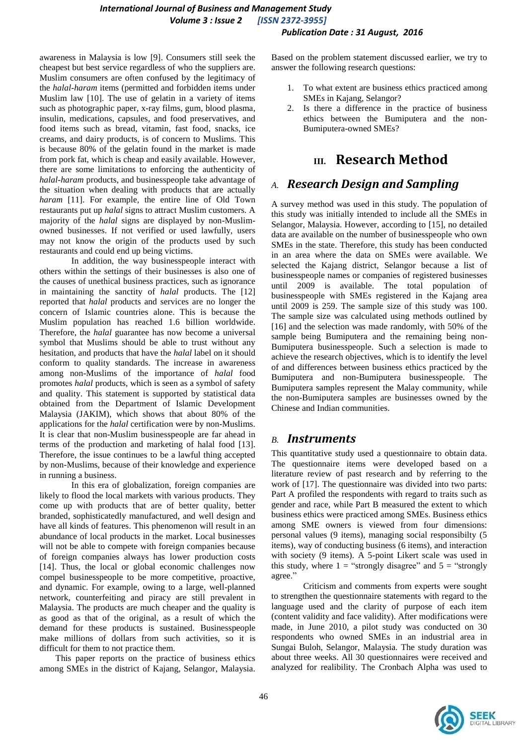awareness in Malaysia is low [9]. Consumers still seek the cheapest but best service regardless of who the suppliers are. Muslim consumers are often confused by the legitimacy of the *halal-haram* items (permitted and forbidden items under Muslim law [10]. The use of gelatin in a variety of items such as photographic paper, x-ray films, gum, blood plasma, insulin, medications, capsules, and food preservatives, and food items such as bread, vitamin, fast food, snacks, ice creams, and dairy products, is of concern to Muslims. This is because 80% of the gelatin found in the market is made from pork fat, which is cheap and easily available. However, there are some limitations to enforcing the authenticity of *halal-haram* products, and businesspeople take advantage of the situation when dealing with products that are actually *haram* [11]. For example, the entire line of Old Town restaurants put up *halal* signs to attract Muslim customers. A majority of the *halal* signs are displayed by non-Muslim-owned businesses. If not verified or used lawfully, users may not know the origin of the products used by such restaurants and could end up being victims.

In addition, the way businesspeople interact with others within the settings of their businesses is also one of the causes of unethical business practices, such as ignorance in maintaining the sanctity of *halal* products. The [12] reported that *halal* products and services are no longer the concern of Islamic countries alone. This is because the Muslim population has reached 1.6 billion worldwide. Therefore, the *halal* guarantee has now become a universal symbol that Muslims should be able to trust without any hesitation, and products that have the *halal* label on it should conform to quality standards. The increase in awareness among non-Muslims of the importance of *halal* food promotes *halal* products, which is seen as a symbol of safety and quality. This statement is supported by statistical data obtained from the Department of Islamic Development Malaysia (JAKIM), which shows that about 80% of the applications for the *halal* certification were by non-Muslims. It is clear that non-Muslim businesspeople are far ahead in terms of the production and marketing of halal food [13]. Therefore, the issue continues to be a lawful thing accepted by non-Muslims, because of their knowledge and experience in running a business.

In this era of globalization, foreign companies are likely to flood the local markets with various products. They come up with products that are of better quality, better branded, sophisticatedly manufactured, and well design and have all kinds of features. This phenomenon will result in an abundance of local products in the market. Local businesses will not be able to compete with foreign companies because of foreign companies always has lower production costs [14]. Thus, the local or global economic challenges now compel businesspeople to be more competitive, proactive, and dynamic. For example, owing to a large, well-planned network, counterfeiting and piracy are still prevalent in Malaysia. The products are much cheaper and the quality is as good as that of the original, as a result of which the demand for these products is sustained. Businesspeople make millions of dollars from such activities, so it is difficult for them to not practice them.

This paper reports on the practice of business ethics among SMEs in the district of Kajang, Selangor, Malaysia. Based on the problem statement discussed earlier, we try to answer the following research questions:

1. To what extent are business ethics practiced among SMEs in Kajang, Selangor?
2. Is there a difference in the practice of business ethics between the Bumiputera and the non-Bumiputera-owned SMEs?

# III. Research Method

## A. Research Design and Sampling

A survey method was used in this study. The population of this study was initially intended to include all the SMEs in Selangor, Malaysia. However, according to [15], no detailed data are available on the number of businesspeople who own SMEs in the state. Therefore, this study has been conducted in an area where the data on SMEs were available. We selected the Kajang district, Selangor because a list of businesspeople names or companies of registered businesses until 2009 is available. The total population of businesspeople with SMEs registered in the Kajang area until 2009 is 259. The sample size of this study was 100. The sample size was calculated using methods outlined by [16] and the selection was made randomly, with 50% of the sample being Bumiputera and the remaining being non-Bumiputera businesspeople. Such a selection is made to achieve the research objectives, which is to identify the level of and differences between business ethics practiced by the Bumiputera and non-Bumiputera businesspeople. The Bumiputera samples represent the Malay community, while the non-Bumiputera samples are businesses owned by the Chinese and Indian communities.

## B. Instruments

This quantitative study used a questionnaire to obtain data. The questionnaire items were developed based on a literature review of past research and by referring to the work of [17]. The questionnaire was divided into two parts: Part A profiled the respondents with regard to traits such as gender and race, while Part B measured the extent to which business ethics were practiced among SMEs. Business ethics among SME owners is viewed from four dimensions: personal values (9 items), managing social responsibilty (5 items), way of conducting business (6 items), and interaction with society (9 items). A 5-point Likert scale was used in this study, where 1 = "strongly disagree" and 5 = "strongly agree."

Criticism and comments from experts were sought to strengthen the questionnaire statements with regard to the language used and the clarity of purpose of each item (content validity and face validity). After modifications were made, in June 2010, a pilot study was conducted on 30 respondents who owned SMEs in an industrial area in Sungai Buloh, Selangor, Malaysia. The study duration was about three weeks. All 30 questionnaires were received and analyzed for realibility. The Cronbach Alpha was used to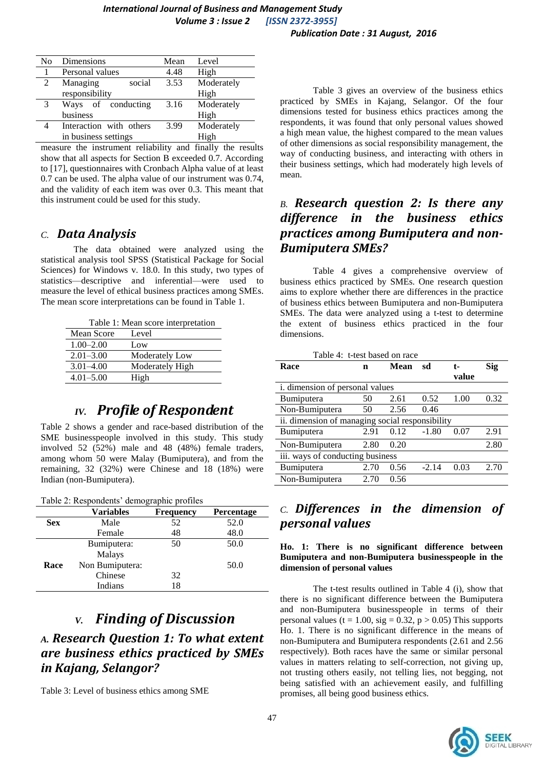| No | Dimensions | Mean | Level |
|---|---|---|---|
| 1 | Personal values | 4.48 | High |
| 2 | Managing social responsibility | 3.53 | Moderately High |
| 3 | Ways of conducting business | 3.16 | Moderately High |
| 4 | Interaction with others in business settings | 3.99 | Moderately High |

measure the instrument reliability and finally the results show that all aspects for Section B exceeded 0.7. According to [17], questionnaires with Cronbach Alpha value of at least 0.7 can be used. The alpha value of our instrument was 0.74, and the validity of each item was over 0.3. This meant that this instrument could be used for this study.

## C. *Data Analysis*

The data obtained were analyzed using the statistical analysis tool SPSS (Statistical Package for Social Sciences) for Windows v. 18.0. In this study, two types of statistics—descriptive and inferential—were used to measure the level of ethical business practices among SMEs. The mean score interpretations can be found in Table 1.

Table 1: Mean score interpretation

| Mean Score | Level |
|---|---|
| 1.00–2.00 | Low |
| 2.01–3.00 | Moderately Low |
| 3.01–4.00 | Moderately High |
| 4.01–5.00 | High |

# IV. *Profile of Respondent*

Table 2 shows a gender and race-based distribution of the SME businesspeople involved in this study. This study involved 52 (52%) male and 48 (48%) female traders, among whom 50 were Malay (Bumiputera), and from the remaining, 32 (32%) were Chinese and 18 (18%) were Indian (non-Bumiputera).

Table 2: Respondents' demographic profiles

| | Variables | Frequency | Percentage |
|---|---|---|---|
| **Sex** | Male | 52 | 52.0 |
| | Female | 48 | 48.0 |
| **Race** | Bumiputera: Malays | 50 | 50.0 |
| | Non Bumiputera: | | 50.0 |
| | Chinese | 32 | |
| | Indians | 18 | |

# V. *Finding of Discussion*

## A. *Research Question 1: To what extent are business ethics practiced by SMEs in Kajang, Selangor?*

Table 3: Level of business ethics among SME

Table 3 gives an overview of the business ethics practiced by SMEs in Kajang, Selangor. Of the four dimensions tested for business ethics practices among the respondents, it was found that only personal values showed a high mean value, the highest compared to the mean values of other dimensions as social responsibility management, the way of conducting business, and interacting with others in their business settings, which had moderately high levels of mean.

## B. *Research question 2: Is there any difference in the business ethics practices among Bumiputera and non-Bumiputera SMEs?*

Table 4 gives a comprehensive overview of business ethics practiced by SMEs. One research question aims to explore whether there are differences in the practice of business ethics between Bumiputera and non-Bumiputera SMEs. The data were analyzed using a t-test to determine the extent of business ethics practiced in the four dimensions.

Table 4: t-test based on race

| Race | n | Mean | sd | t-value | Sig |
|---|---|---|---|---|---|
| i. dimension of personal values | | | | | |
| Bumiputera | 50 | 2.61 | 0.52 | 1.00 | 0.32 |
| Non-Bumiputera | 50 | 2.56 | 0.46 | | |
| ii. dimension of managing social responsibility | | | | | |
| Bumiputera | 2.91 | 0.12 | -1.80 | 0.07 | 2.91 |
| Non-Bumiputera | 2.80 | 0.20 | | | 2.80 |
| iii. ways of conducting business | | | | | |
| Bumiputera | 2.70 | 0.56 | -2.14 | 0.03 | 2.70 |
| Non-Bumiputera | 2.70 | 0.56 | | | |

## C. *Differences in the dimension of personal values*

**Ho. 1: There is no significant difference between Bumiputera and non-Bumiputera businesspeople in the dimension of personal values**

The t-test results outlined in Table 4 (i), show that there is no significant difference between the Bumiputera and non-Bumiputera businesspeople in terms of their personal values ($t = 1.00$, $sig = 0.32$, $p > 0.05$) This supports Ho. 1. There is no significant difference in the means of non-Bumiputera and Bumiputera respondents (2.61 and 2.56 respectively). Both races have the same or similar personal values in matters relating to self-correction, not giving up, not trusting others easily, not telling lies, not begging, not being satisfied with an achievement easily, and fulfilling promises, all being good business ethics.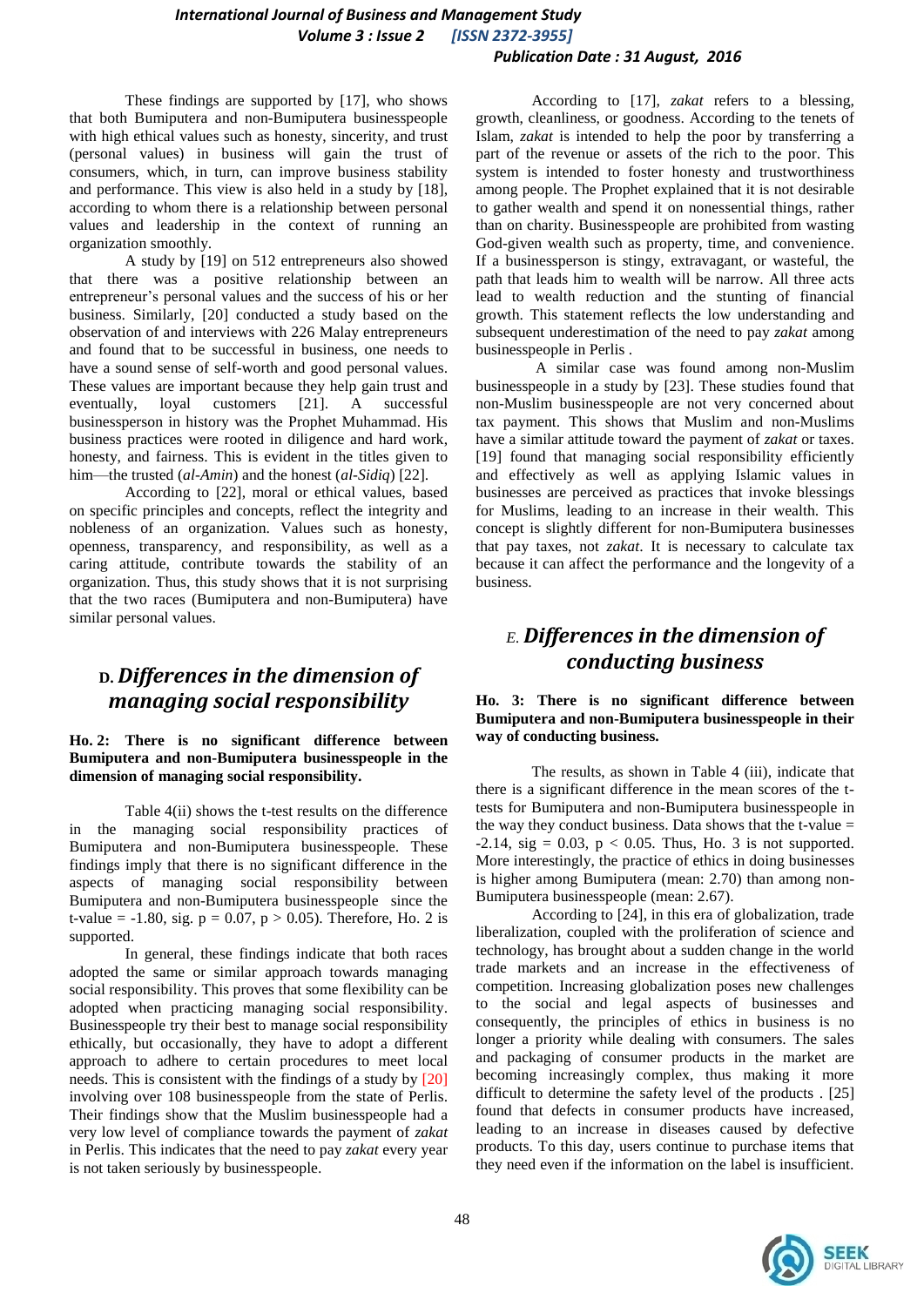These findings are supported by [17], who shows that both Bumiputera and non-Bumiputera businesspeople with high ethical values such as honesty, sincerity, and trust (personal values) in business will gain the trust of consumers, which, in turn, can improve business stability and performance. This view is also held in a study by [18], according to whom there is a relationship between personal values and leadership in the context of running an organization smoothly.

A study by [19] on 512 entrepreneurs also showed that there was a positive relationship between an entrepreneur's personal values and the success of his or her business. Similarly, [20] conducted a study based on the observation of and interviews with 226 Malay entrepreneurs and found that to be successful in business, one needs to have a sound sense of self-worth and good personal values. These values are important because they help gain trust and eventually, loyal customers [21]. A successful businessperson in history was the Prophet Muhammad. His business practices were rooted in diligence and hard work, honesty, and fairness. This is evident in the titles given to him—the trusted (*al-Amin*) and the honest (*al-Sidiq*) [22].

According to [22], moral or ethical values, based on specific principles and concepts, reflect the integrity and nobleness of an organization. Values such as honesty, openness, transparency, and responsibility, as well as a caring attitude, contribute towards the stability of an organization. Thus, this study shows that it is not surprising that the two races (Bumiputera and non-Bumiputera) have similar personal values.

## D. *Differences in the dimension of managing social responsibility*

**Ho. 2: There is no significant difference between Bumiputera and non-Bumiputera businesspeople in the dimension of managing social responsibility.**

Table 4(ii) shows the t-test results on the difference in the managing social responsibility practices of Bumiputera and non-Bumiputera businesspeople. These findings imply that there is no significant difference in the aspects of managing social responsibility between Bumiputera and non-Bumiputera businesspeople since the t-value = -1.80, sig. p = 0.07, $p > 0.05$). Therefore, Ho. 2 is supported.

In general, these findings indicate that both races adopted the same or similar approach towards managing social responsibility. This proves that some flexibility can be adopted when practicing managing social responsibility. Businesspeople try their best to manage social responsibility ethically, but occasionally, they have to adopt a different approach to adhere to certain procedures to meet local needs. This is consistent with the findings of a study by [20] involving over 108 businesspeople from the state of Perlis. Their findings show that the Muslim businesspeople had a very low level of compliance towards the payment of *zakat* in Perlis. This indicates that the need to pay *zakat* every year is not taken seriously by businesspeople.

According to [17], *zakat* refers to a blessing, growth, cleanliness, or goodness. According to the tenets of Islam, *zakat* is intended to help the poor by transferring a part of the revenue or assets of the rich to the poor. This system is intended to foster honesty and trustworthiness among people. The Prophet explained that it is not desirable to gather wealth and spend it on nonessential things, rather than on charity. Businesspeople are prohibited from wasting God-given wealth such as property, time, and convenience. If a businessperson is stingy, extravagant, or wasteful, the path that leads him to wealth will be narrow. All three acts lead to wealth reduction and the stunting of financial growth. This statement reflects the low understanding and subsequent underestimation of the need to pay *zakat* among businesspeople in Perlis .

A similar case was found among non-Muslim businesspeople in a study by [23]. These studies found that non-Muslim businesspeople are not very concerned about tax payment. This shows that Muslim and non-Muslims have a similar attitude toward the payment of *zakat* or taxes. [19] found that managing social responsibility efficiently and effectively as well as applying Islamic values in businesses are perceived as practices that invoke blessings for Muslims, leading to an increase in their wealth. This concept is slightly different for non-Bumiputera businesses that pay taxes, not *zakat*. It is necessary to calculate tax because it can affect the performance and the longevity of a business.

## E. *Differences in the dimension of conducting business*

**Ho. 3: There is no significant difference between Bumiputera and non-Bumiputera businesspeople in their way of conducting business.**

The results, as shown in Table 4 (iii), indicate that there is a significant difference in the mean scores of the t-tests for Bumiputera and non-Bumiputera businesspeople in the way they conduct business. Data shows that the t-value = -2.14, sig = 0.03, $p < 0.05$. Thus, Ho. 3 is not supported. More interestingly, the practice of ethics in doing businesses is higher among Bumiputera (mean: 2.70) than among non-Bumiputera businesspeople (mean: 2.67).

According to [24], in this era of globalization, trade liberalization, coupled with the proliferation of science and technology, has brought about a sudden change in the world trade markets and an increase in the effectiveness of competition. Increasing globalization poses new challenges to the social and legal aspects of businesses and consequently, the principles of ethics in business is no longer a priority while dealing with consumers. The sales and packaging of consumer products in the market are becoming increasingly complex, thus making it more difficult to determine the safety level of the products . [25] found that defects in consumer products have increased, leading to an increase in diseases caused by defective products. To this day, users continue to purchase items that they need even if the information on the label is insufficient.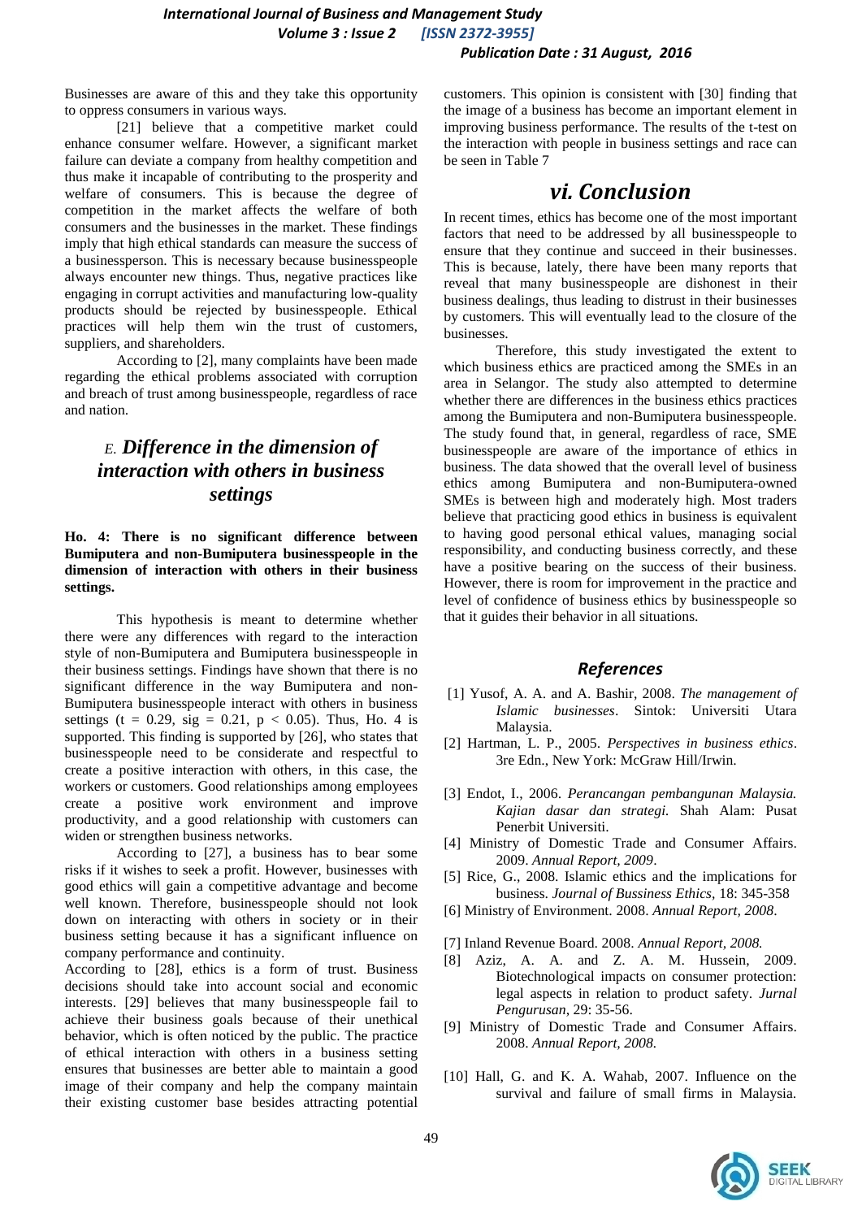Businesses are aware of this and they take this opportunity to oppress consumers in various ways.

[21] believe that a competitive market could enhance consumer welfare. However, a significant market failure can deviate a company from healthy competition and thus make it incapable of contributing to the prosperity and welfare of consumers. This is because the degree of competition in the market affects the welfare of both consumers and the businesses in the market. These findings imply that high ethical standards can measure the success of a businessperson. This is necessary because businesspeople always encounter new things. Thus, negative practices like engaging in corrupt activities and manufacturing low-quality products should be rejected by businesspeople. Ethical practices will help them win the trust of customers, suppliers, and shareholders.

According to [2], many complaints have been made regarding the ethical problems associated with corruption and breach of trust among businesspeople, regardless of race and nation.

### *E. Difference in the dimension of interaction with others in business settings*

**Ho. 4: There is no significant difference between Bumiputera and non-Bumiputera businesspeople in the dimension of interaction with others in their business settings.**

This hypothesis is meant to determine whether there were any differences with regard to the interaction style of non-Bumiputera and Bumiputera businesspeople in their business settings. Findings have shown that there is no significant difference in the way Bumiputera and non-Bumiputera businesspeople interact with others in business settings ($t = 0.29$, $sig = 0.21$, $p < 0.05$). Thus, Ho. 4 is supported. This finding is supported by [26], who states that businesspeople need to be considerate and respectful to create a positive interaction with others, in this case, the workers or customers. Good relationships among employees create a positive work environment and improve productivity, and a good relationship with customers can widen or strengthen business networks.

According to [27], a business has to bear some risks if it wishes to seek a profit. However, businesses with good ethics will gain a competitive advantage and become well known. Therefore, businesspeople should not look down on interacting with others in society or in their business setting because it has a significant influence on company performance and continuity.

According to [28], ethics is a form of trust. Business decisions should take into account social and economic interests. [29] believes that many businesspeople fail to achieve their business goals because of their unethical behavior, which is often noticed by the public. The practice of ethical interaction with others in a business setting ensures that businesses are better able to maintain a good image of their company and help the company maintain their existing customer base besides attracting potential customers. This opinion is consistent with [30] finding that the image of a business has become an important element in improving business performance. The results of the t-test on the interaction with people in business settings and race can be seen in Table 7

## *vi. Conclusion*

In recent times, ethics has become one of the most important factors that need to be addressed by all businesspeople to ensure that they continue and succeed in their businesses. This is because, lately, there have been many reports that reveal that many businesspeople are dishonest in their business dealings, thus leading to distrust in their businesses by customers. This will eventually lead to the closure of the businesses.

Therefore, this study investigated the extent to which business ethics are practiced among the SMEs in an area in Selangor. The study also attempted to determine whether there are differences in the business ethics practices among the Bumiputera and non-Bumiputera businesspeople. The study found that, in general, regardless of race, SME businesspeople are aware of the importance of ethics in business. The data showed that the overall level of business ethics among Bumiputera and non-Bumiputera-owned SMEs is between high and moderately high. Most traders believe that practicing good ethics in business is equivalent to having good personal ethical values, managing social responsibility, and conducting business correctly, and these have a positive bearing on the success of their business. However, there is room for improvement in the practice and level of confidence of business ethics by businesspeople so that it guides their behavior in all situations.

## *References*

[1] Yusof, A. A. and A. Bashir, 2008. *The management of Islamic businesses*. Sintok: Universiti Utara Malaysia.

[2] Hartman, L. P., 2005. *Perspectives in business ethics*. 3re Edn., New York: McGraw Hill/Irwin.

[3] Endot, I., 2006. *Perancangan pembangunan Malaysia. Kajian dasar dan strategi.* Shah Alam: Pusat Penerbit Universiti.

[4] Ministry of Domestic Trade and Consumer Affairs. 2009. *Annual Report, 2009*.

[5] Rice, G., 2008. Islamic ethics and the implications for business. *Journal of Bussiness Ethics*, 18: 345-358

[6] Ministry of Environment. 2008. *Annual Report, 2008*.

[7] Inland Revenue Board. 2008. *Annual Report, 2008.*

[8] Aziz, A. A. and Z. A. M. Hussein, 2009. Biotechnological impacts on consumer protection: legal aspects in relation to product safety. *Jurnal Pengurusan*, 29: 35-56.

[9] Ministry of Domestic Trade and Consumer Affairs. 2008. *Annual Report, 2008.*

[10] Hall, G. and K. A. Wahab, 2007. Influence on the survival and failure of small firms in Malaysia.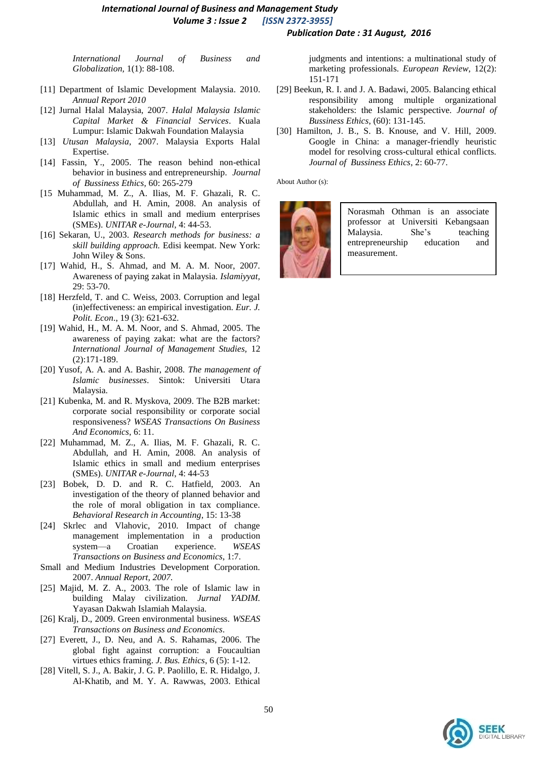*International Journal of Business and Globalization*, 1(1): 88-108.

[11] Department of Islamic Development Malaysia. 2010. *Annual Report 2010*

[12] Jurnal Halal Malaysia, 2007. *Halal Malaysia Islamic Capital Market & Financial Services*. Kuala Lumpur: Islamic Dakwah Foundation Malaysia

[13] *Utusan Malaysia*, 2007. Malaysia Exports Halal Expertise.

[14] Fassin, Y., 2005. The reason behind non-ethical behavior in business and entrepreneurship. *Journal of Bussiness Ethics*, 60: 265-279

[15 Muhammad, M. Z., A. Ilias, M. F. Ghazali, R. C. Abdullah, and H. Amin, 2008. An analysis of Islamic ethics in small and medium enterprises (SMEs). *UNITAR e-Journal*, 4: 44-53.

[16] Sekaran, U., 2003. *Research methods for business: a skill building approach.* Edisi keempat. New York: John Wiley & Sons.

[17] Wahid, H., S. Ahmad, and M. A. M. Noor, 2007. Awareness of paying zakat in Malaysia. *Islamiyyat*, 29: 53-70.

[18] Herzfeld, T. and C. Weiss, 2003. Corruption and legal (in)effectiveness: an empirical investigation. *Eur. J. Polit. Econ*., 19 (3): 621-632.

[19] Wahid, H., M. A. M. Noor, and S. Ahmad, 2005. The awareness of paying zakat: what are the factors? *International Journal of Management Studies*, 12 (2):171-189.

[20] Yusof, A. A. and A. Bashir, 2008. *The management of Islamic businesses*. Sintok: Universiti Utara Malaysia.

[21] Kubenka, M. and R. Myskova, 2009. The B2B market: corporate social responsibility or corporate social responsiveness? *WSEAS Transactions On Business And Economics*, 6: 11.

[22] Muhammad, M. Z., A. Ilias, M. F. Ghazali, R. C. Abdullah, and H. Amin, 2008. An analysis of Islamic ethics in small and medium enterprises (SMEs). *UNITAR e-Journal*, 4: 44-53

[23] Bobek, D. D. and R. C. Hatfield, 2003. An investigation of the theory of planned behavior and the role of moral obligation in tax compliance. *Behavioral Research in Accounting*, 15: 13-38

[24] Skrlec and Vlahovic, 2010. Impact of change management implementation in a production system—a Croatian experience. *WSEAS Transactions on Business and Economics*, 1:7.

Small and Medium Industries Development Corporation. 2007. *Annual Report, 2007.*

[25] Majid, M. Z. A., 2003. The role of Islamic law in building Malay civilization. *Jurnal YADIM*. Yayasan Dakwah Islamiah Malaysia.

[26] Kralj, D., 2009. Green environmental business. *WSEAS Transactions on Business and Economics*.

[27] Everett, J., D. Neu, and A. S. Rahamas, 2006. The global fight against corruption: a Foucaultian virtues ethics framing. *J. Bus. Ethics*, 6 (5): 1-12.

[28] Vitell, S. J., A. Bakir, J. G. P. Paolillo, E. R. Hidalgo, J. Al-Khatib, and M. Y. A. Rawwas, 2003. Ethical judgments and intentions: a multinational study of marketing professionals. *European Review*, 12(2): 151-171

[29] Beekun, R. I. and J. A. Badawi, 2005. Balancing ethical responsibility among multiple organizational stakeholders: the Islamic perspective. *Journal of Bussiness Ethics*, (60): 131-145.

[30] Hamilton, J. B., S. B. Knouse, and V. Hill, 2009. Google in China: a manager-friendly heuristic model for resolving cross-cultural ethical conflicts. *Journal of Bussiness Ethics*, 2: 60-77.

About Author (s):

Norasmah Othman is an associate professor at Universiti Kebangsaan Malaysia. She's teaching entrepreneurship education and measurement.